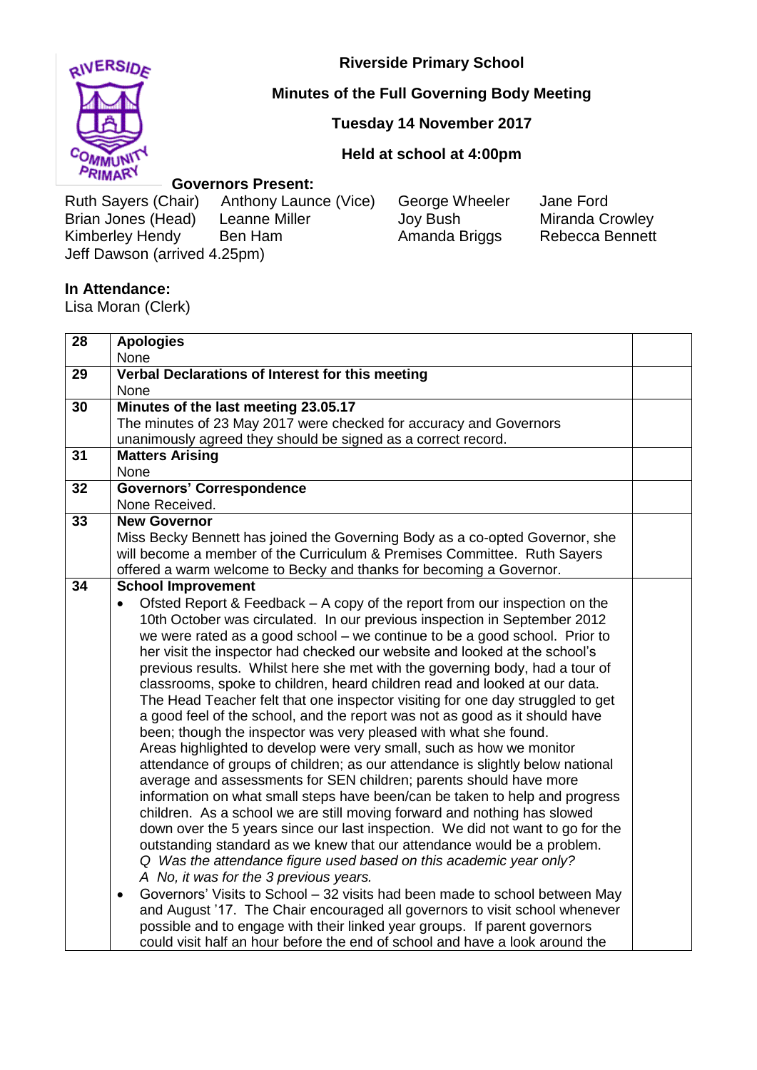**Riverside Primary School**

**Minutes of the Full Governing Body Meeting**

**Tuesday 14 November 2017**

**Held at school at 4:00pm**

**Governors Present:**

| | | | |
|---|---|---|---|
| Ruth Sayers (Chair) | Anthony Launce (Vice) | George Wheeler | Jane Ford |
| Brian Jones (Head) | Leanne Miller | Joy Bush | Miranda Crowley |
| Kimberley Hendy | Ben Ham | Amanda Briggs | Rebecca Bennett |
| Jeff Dawson (arrived 4.25pm) | | | |

**In Attendance:**
Lisa Moran (Clerk)

| | | |
|---|---|---|
| 28 | **Apologies**<br>None | |
| 29 | **Verbal Declarations of Interest for this meeting**<br>None | |
| 30 | **Minutes of the last meeting 23.05.17**<br>The minutes of 23 May 2017 were checked for accuracy and Governors unanimously agreed they should be signed as a correct record. | |
| 31 | **Matters Arising**<br>None | |
| 32 | **Governors' Correspondence**<br>None Received. | |
| 33 | **New Governor**<br>Miss Becky Bennett has joined the Governing Body as a co-opted Governor, she will become a member of the Curriculum & Premises Committee. Ruth Sayers offered a warm welcome to Becky and thanks for becoming a Governor. | |
| 34 | **School Improvement**<br>• Ofsted Report & Feedback – A copy of the report from our inspection on the 10th October was circulated. In our previous inspection in September 2012 we were rated as a good school – we continue to be a good school. Prior to her visit the inspector had checked our website and looked at the school's previous results. Whilst here she met with the governing body, had a tour of classrooms, spoke to children, heard children read and looked at our data. The Head Teacher felt that one inspector visiting for one day struggled to get a good feel of the school, and the report was not as good as it should have been; though the inspector was very pleased with what she found. Areas highlighted to develop were very small, such as how we monitor attendance of groups of children; as our attendance is slightly below national average and assessments for SEN children; parents should have more information on what small steps have been/can be taken to help and progress children. As a school we are still moving forward and nothing has slowed down over the 5 years since our last inspection. We did not want to go for the outstanding standard as we knew that our attendance would be a problem.<br>*Q Was the attendance figure used based on this academic year only?*<br>*A No, it was for the 3 previous years.*<br>• Governors' Visits to School – 32 visits had been made to school between May and August '17. The Chair encouraged all governors to visit school whenever possible and to engage with their linked year groups. If parent governors could visit half an hour before the end of school and have a look around the | |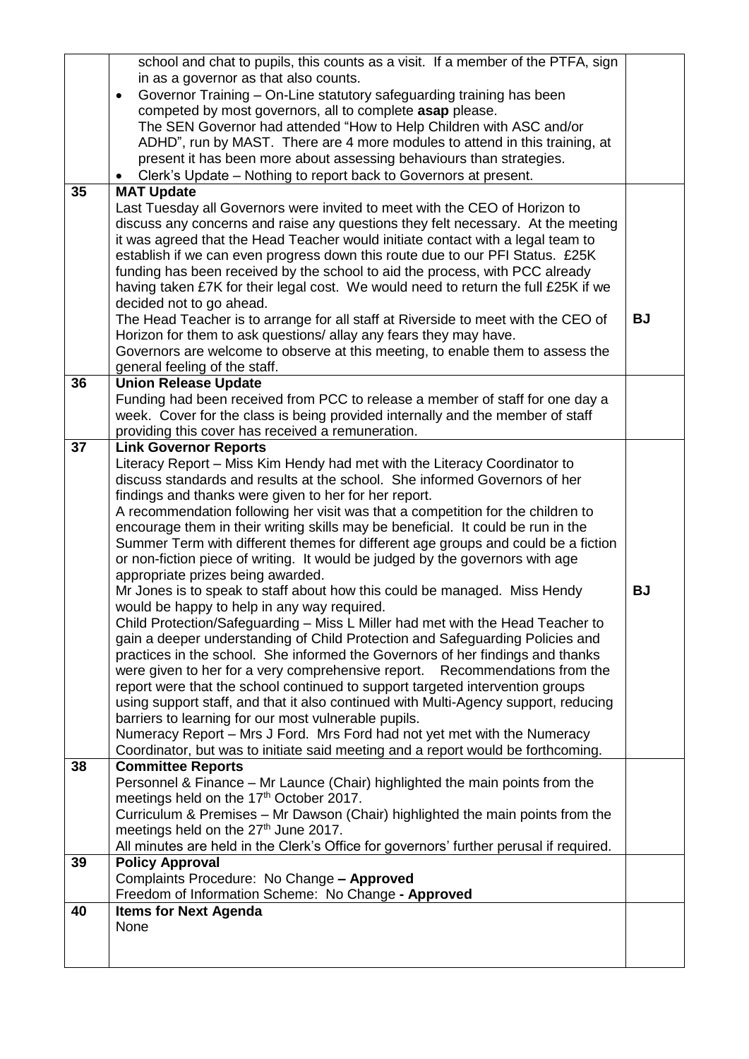| | | |
|---|---|---|
| | school and chat to pupils, this counts as a visit. If a member of the PTFA, sign in as a governor as that also counts.<br>• Governor Training – On-Line statutory safeguarding training has been competed by most governors, all to complete **asap** please.<br>The SEN Governor had attended "How to Help Children with ASC and/or ADHD", run by MAST. There are 4 more modules to attend in this training, at present it has been more about assessing behaviours than strategies.<br>• Clerk's Update – Nothing to report back to Governors at present. | |
| **35** | **MAT Update**<br>Last Tuesday all Governors were invited to meet with the CEO of Horizon to discuss any concerns and raise any questions they felt necessary. At the meeting it was agreed that the Head Teacher would initiate contact with a legal team to establish if we can even progress down this route due to our PFI Status. £25K funding has been received by the school to aid the process, with PCC already having taken £7K for their legal cost. We would need to return the full £25K if we decided not to go ahead.<br>The Head Teacher is to arrange for all staff at Riverside to meet with the CEO of Horizon for them to ask questions/ allay any fears they may have.<br>Governors are welcome to observe at this meeting, to enable them to assess the general feeling of the staff. | **BJ** |
| **36** | **Union Release Update**<br>Funding had been received from PCC to release a member of staff for one day a week. Cover for the class is being provided internally and the member of staff providing this cover has received a remuneration. | |
| **37** | **Link Governor Reports**<br>Literacy Report – Miss Kim Hendy had met with the Literacy Coordinator to discuss standards and results at the school. She informed Governors of her findings and thanks were given to her for her report.<br>A recommendation following her visit was that a competition for the children to encourage them in their writing skills may be beneficial. It could be run in the Summer Term with different themes for different age groups and could be a fiction or non-fiction piece of writing. It would be judged by the governors with age appropriate prizes being awarded.<br>Mr Jones is to speak to staff about how this could be managed. Miss Hendy would be happy to help in any way required.<br>Child Protection/Safeguarding – Miss L Miller had met with the Head Teacher to gain a deeper understanding of Child Protection and Safeguarding Policies and practices in the school. She informed the Governors of her findings and thanks were given to her for a very comprehensive report. Recommendations from the report were that the school continued to support targeted intervention groups using support staff, and that it also continued with Multi-Agency support, reducing barriers to learning for our most vulnerable pupils.<br>Numeracy Report – Mrs J Ford. Mrs Ford had not yet met with the Numeracy Coordinator, but was to initiate said meeting and a report would be forthcoming. | **BJ** |
| **38** | **Committee Reports**<br>Personnel & Finance – Mr Launce (Chair) highlighted the main points from the meetings held on the 17th October 2017.<br>Curriculum & Premises – Mr Dawson (Chair) highlighted the main points from the meetings held on the 27th June 2017.<br>All minutes are held in the Clerk's Office for governors' further perusal if required. | |
| **39** | **Policy Approval**<br>Complaints Procedure: No Change **– Approved**<br>Freedom of Information Scheme: No Change **- Approved** | |
| **40** | **Items for Next Agenda**<br>None | |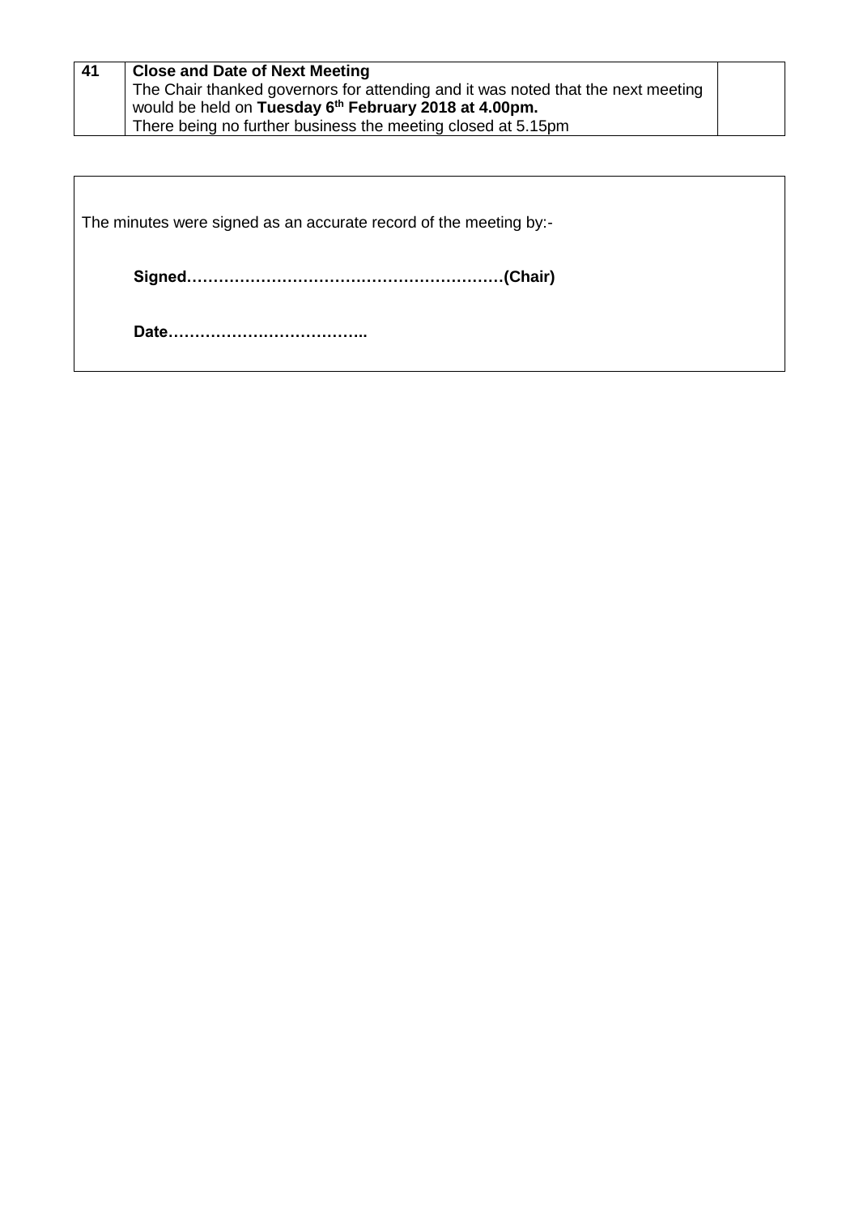| | | |
|---|---|---|
| 41 | **Close and Date of Next Meeting**<br>The Chair thanked governors for attending and it was noted that the next meeting would be held on **Tuesday 6th February 2018 at 4.00pm.**<br>There being no further business the meeting closed at 5.15pm | |

The minutes were signed as an accurate record of the meeting by:-

**Signed……………………………………………………(Chair)**

**Date………………………………..**